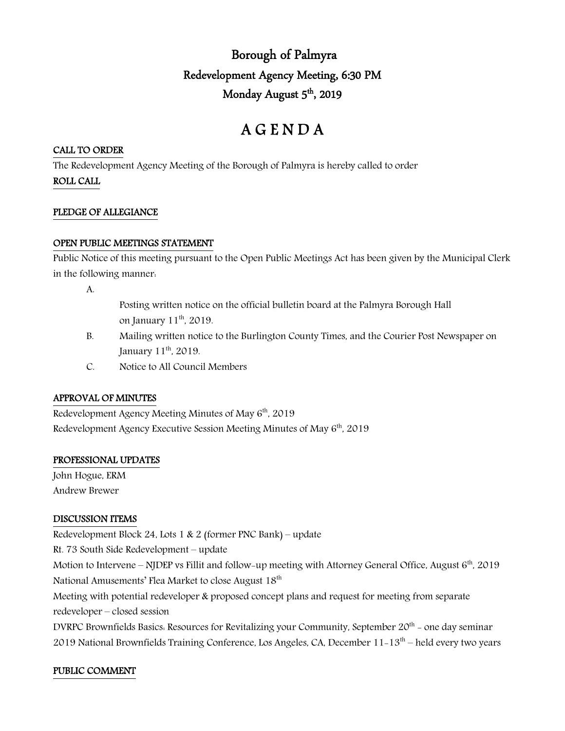# Borough of Palmyra

## Redevelopment Agency Meeting, 6:30 PM

## Monday August 5th, 2019

# A G E N D A

**CALL TO ORDER**

The Redevelopment Agency Meeting of the Borough of Palmyra is hereby called to order

**ROLL CALL**

**PLEDGE OF ALLEGIANCE**

**OPEN PUBLIC MEETINGS STATEMENT**

Public Notice of this meeting pursuant to the Open Public Meetings Act has been given by the Municipal Clerk in the following manner:

A. Posting written notice on the official bulletin board at the Palmyra Borough Hall on January 11th, 2019.

B. Mailing written notice to the Burlington County Times, and the Courier Post Newspaper on January 11th, 2019.

C. Notice to All Council Members

**APPROVAL OF MINUTES**

Redevelopment Agency Meeting Minutes of May 6th, 2019

Redevelopment Agency Executive Session Meeting Minutes of May 6th, 2019

**PROFESSIONAL UPDATES**

John Hogue, ERM

Andrew Brewer

**DISCUSSION ITEMS**

Redevelopment Block 24, Lots 1 & 2 (former PNC Bank) – update

Rt. 73 South Side Redevelopment – update

Motion to Intervene – NJDEP vs Fillit and follow-up meeting with Attorney General Office, August 6th, 2019

National Amusements' Flea Market to close August 18th

Meeting with potential redeveloper & proposed concept plans and request for meeting from separate redeveloper – closed session

DVRPC Brownfields Basics: Resources for Revitalizing your Community, September 20th - one day seminar

2019 National Brownfields Training Conference, Los Angeles, CA, December 11-13th – held every two years

**PUBLIC COMMENT**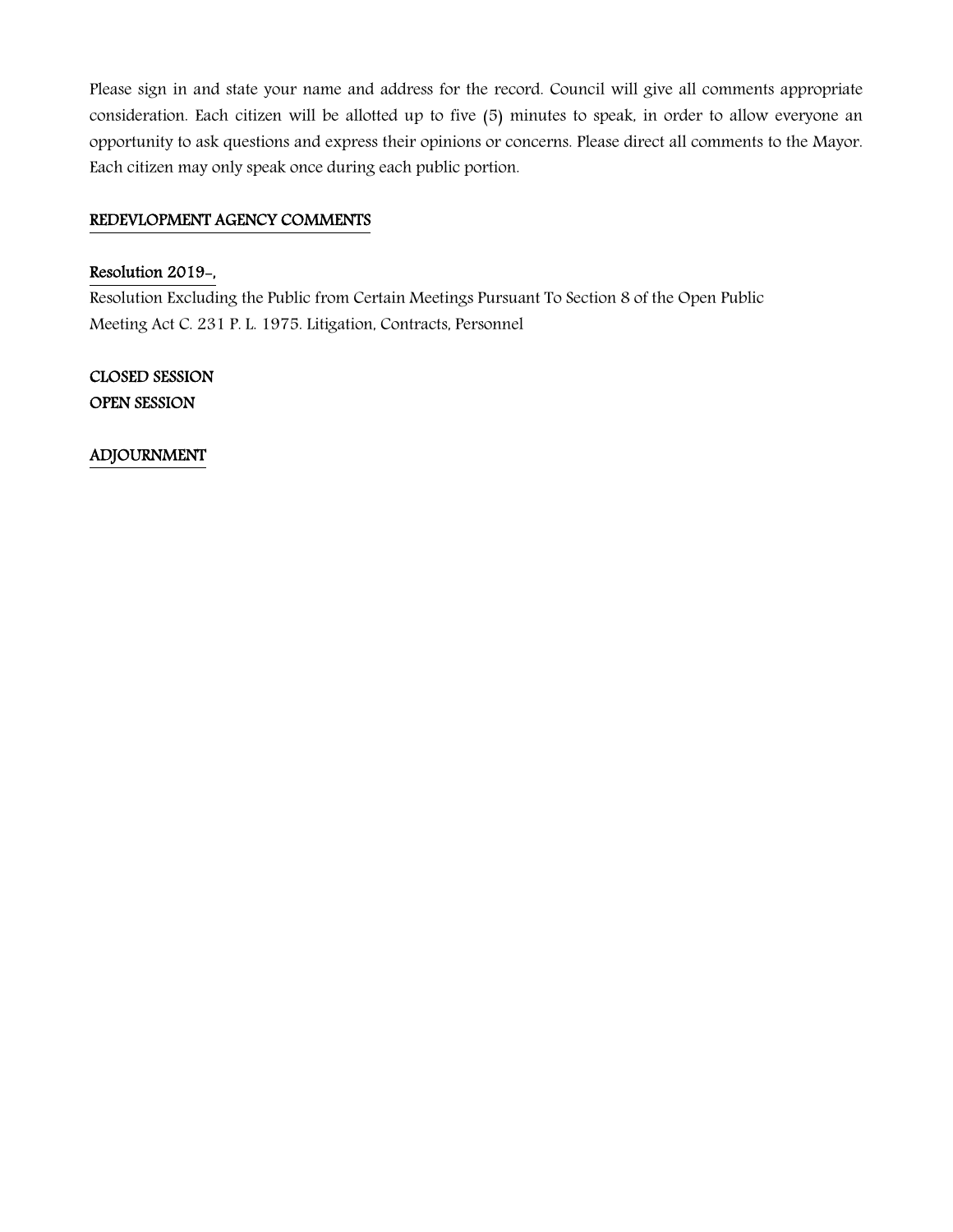Please sign in and state your name and address for the record. Council will give all comments appropriate consideration. Each citizen will be allotted up to five (5) minutes to speak, in order to allow everyone an opportunity to ask questions and express their opinions or concerns. Please direct all comments to the Mayor. Each citizen may only speak once during each public portion.

**REDEVLOPMENT AGENCY COMMENTS**

**Resolution 2019-,**
Resolution Excluding the Public from Certain Meetings Pursuant To Section 8 of the Open Public Meeting Act C. 231 P. L. 1975. Litigation, Contracts, Personnel

**CLOSED SESSION**
**OPEN SESSION**

**ADJOURNMENT**